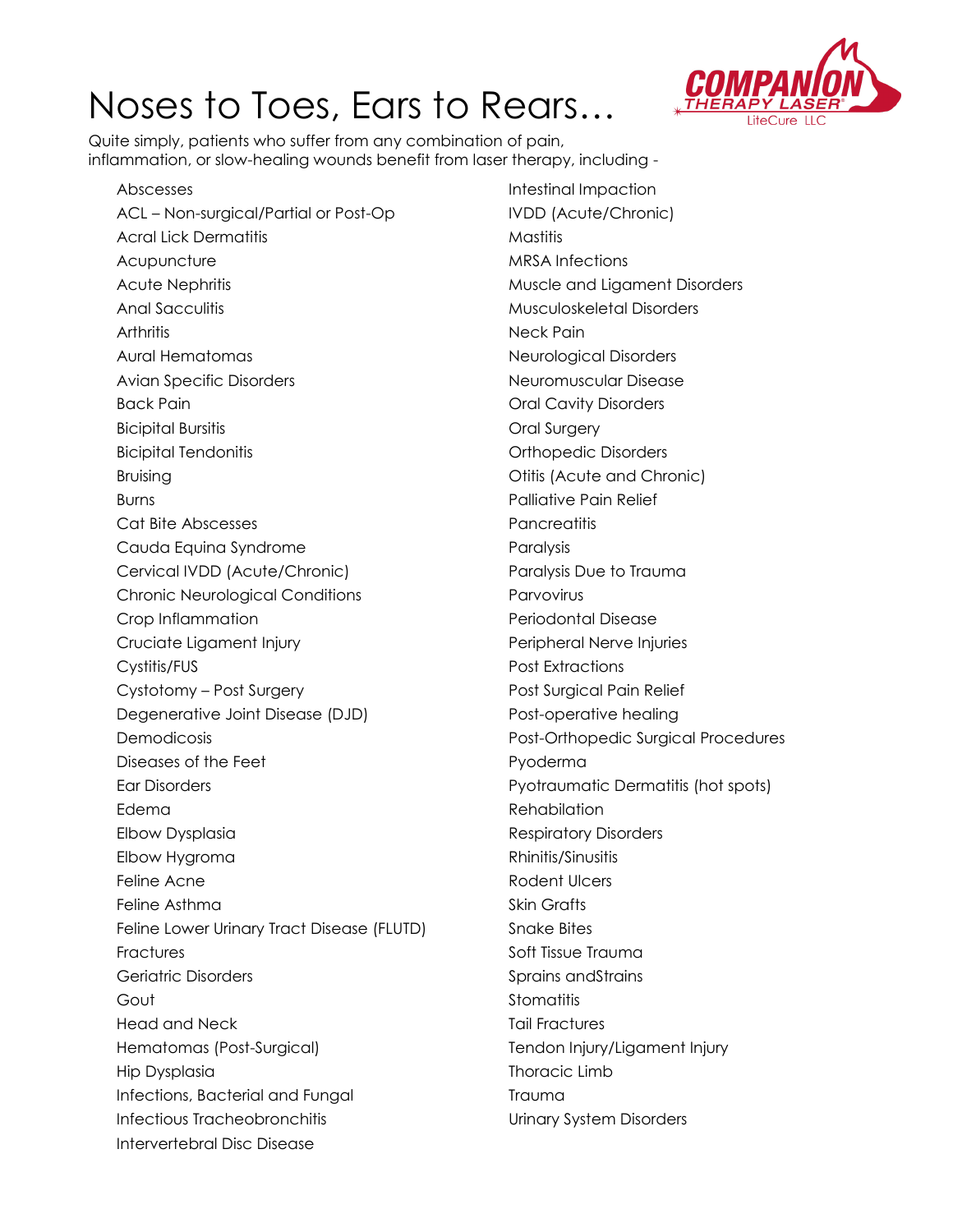# Noses to Toes, Ears to Rears…

COMPANION THERAPY LASER® LiteCure LLC

Quite simply, patients who suffer from any combination of pain, inflammation, or slow-healing wounds benefit from laser therapy, including -

- Abscesses
- ACL – Non-surgical/Partial or Post-Op
- Acral Lick Dermatitis
- Acupuncture
- Acute Nephritis
- Anal Sacculitis
- Arthritis
- Aural Hematomas
- Avian Specific Disorders
- Back Pain
- Bicipital Bursitis
- Bicipital Tendonitis
- Bruising
- Burns
- Cat Bite Abscesses
- Cauda Equina Syndrome
- Cervical IVDD (Acute/Chronic)
- Chronic Neurological Conditions
- Crop Inflammation
- Cruciate Ligament Injury
- Cystitis/FUS
- Cystotomy – Post Surgery
- Degenerative Joint Disease (DJD)
- Demodicosis
- Diseases of the Feet
- Ear Disorders
- Edema
- Elbow Dysplasia
- Elbow Hygroma
- Feline Acne
- Feline Asthma
- Feline Lower Urinary Tract Disease (FLUTD)
- Fractures
- Geriatric Disorders
- Gout
- Head and Neck
- Hematomas (Post-Surgical)
- Hip Dysplasia
- Infections, Bacterial and Fungal
- Infectious Tracheobronchitis
- Intervertebral Disc Disease
- Intestinal Impaction
- IVDD (Acute/Chronic)
- Mastitis
- MRSA Infections
- Muscle and Ligament Disorders
- Musculoskeletal Disorders
- Neck Pain
- Neurological Disorders
- Neuromuscular Disease
- Oral Cavity Disorders
- Oral Surgery
- Orthopedic Disorders
- Otitis (Acute and Chronic)
- Palliative Pain Relief
- Pancreatitis
- Paralysis
- Paralysis Due to Trauma
- Parvovirus
- Periodontal Disease
- Peripheral Nerve Injuries
- Post Extractions
- Post Surgical Pain Relief
- Post-operative healing
- Post-Orthopedic Surgical Procedures
- Pyoderma
- Pyotraumatic Dermatitis (hot spots)
- Rehabilation
- Respiratory Disorders
- Rhinitis/Sinusitis
- Rodent Ulcers
- Skin Grafts
- Snake Bites
- Soft Tissue Trauma
- Sprains andStrains
- Stomatitis
- Tail Fractures
- Tendon Injury/Ligament Injury
- Thoracic Limb
- Trauma
- Urinary System Disorders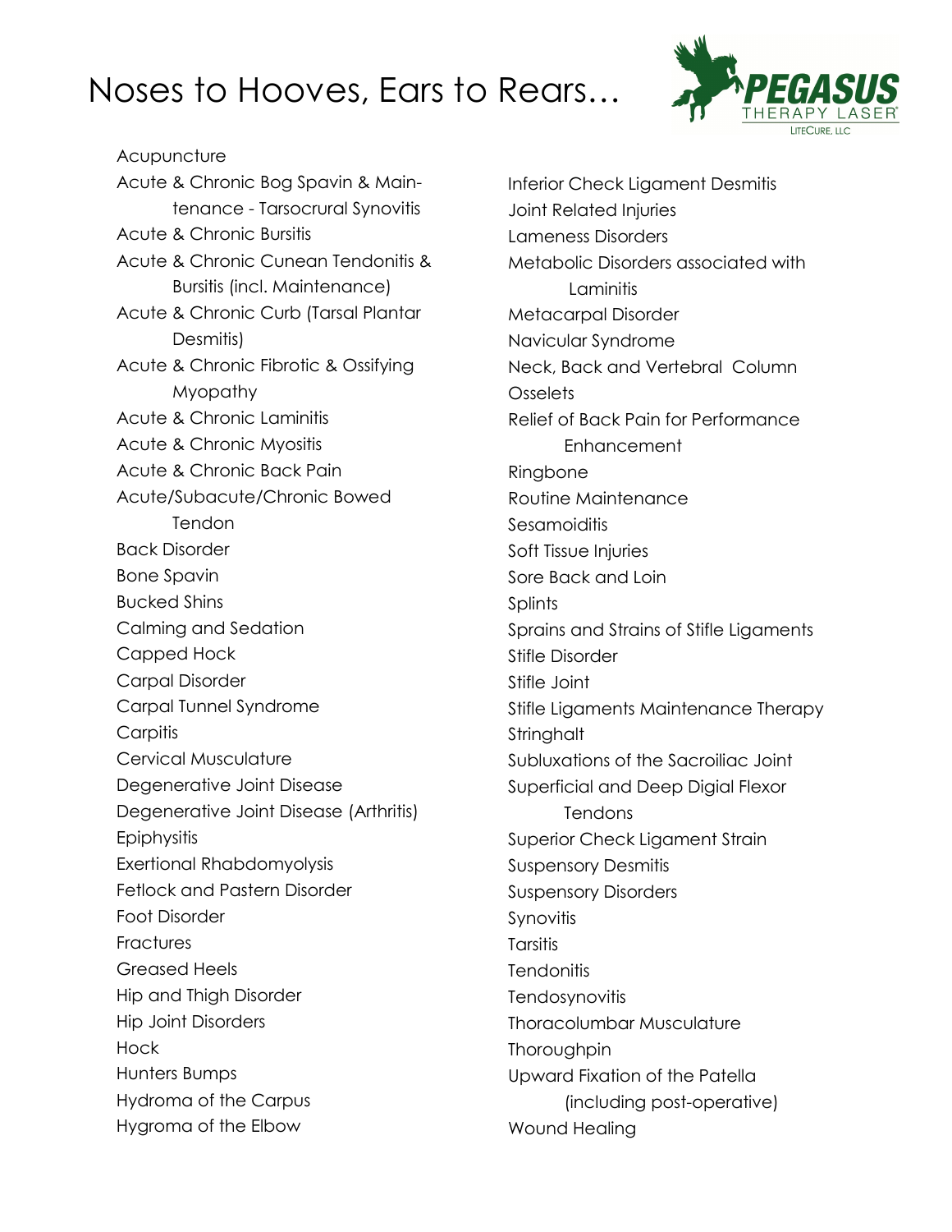# Noses to Hooves, Ears to Rears…

PEGASUS THERAPY LASER® LITECURE, LLC

- Acupuncture
- Acute & Chronic Bog Spavin & Maintenance - Tarsocrural Synovitis
- Acute & Chronic Bursitis
- Acute & Chronic Cunean Tendonitis & Bursitis (incl. Maintenance)
- Acute & Chronic Curb (Tarsal Plantar Desmitis)
- Acute & Chronic Fibrotic & Ossifying Myopathy
- Acute & Chronic Laminitis
- Acute & Chronic Myositis
- Acute & Chronic Back Pain
- Acute/Subacute/Chronic Bowed Tendon
- Back Disorder
- Bone Spavin
- Bucked Shins
- Calming and Sedation
- Capped Hock
- Carpal Disorder
- Carpal Tunnel Syndrome
- Carpitis
- Cervical Musculature
- Degenerative Joint Disease
- Degenerative Joint Disease (Arthritis)
- Epiphysitis
- Exertional Rhabdomyolysis
- Fetlock and Pastern Disorder
- Foot Disorder
- Fractures
- Greased Heels
- Hip and Thigh Disorder
- Hip Joint Disorders
- Hock
- Hunters Bumps
- Hydroma of the Carpus
- Hygroma of the Elbow
- Inferior Check Ligament Desmitis
- Joint Related Injuries
- Lameness Disorders
- Metabolic Disorders associated with Laminitis
- Metacarpal Disorder
- Navicular Syndrome
- Neck, Back and Vertebral Column
- Osselets
- Relief of Back Pain for Performance Enhancement
- Ringbone
- Routine Maintenance
- Sesamoiditis
- Soft Tissue Injuries
- Sore Back and Loin
- Splints
- Sprains and Strains of Stifle Ligaments
- Stifle Disorder
- Stifle Joint
- Stifle Ligaments Maintenance Therapy
- Stringhalt
- Subluxations of the Sacroiliac Joint
- Superficial and Deep Digial Flexor Tendons
- Superior Check Ligament Strain
- Suspensory Desmitis
- Suspensory Disorders
- Synovitis
- Tarsitis
- Tendonitis
- Tendosynovitis
- Thoracolumbar Musculature
- Thoroughpin
- Upward Fixation of the Patella (including post-operative)
- Wound Healing